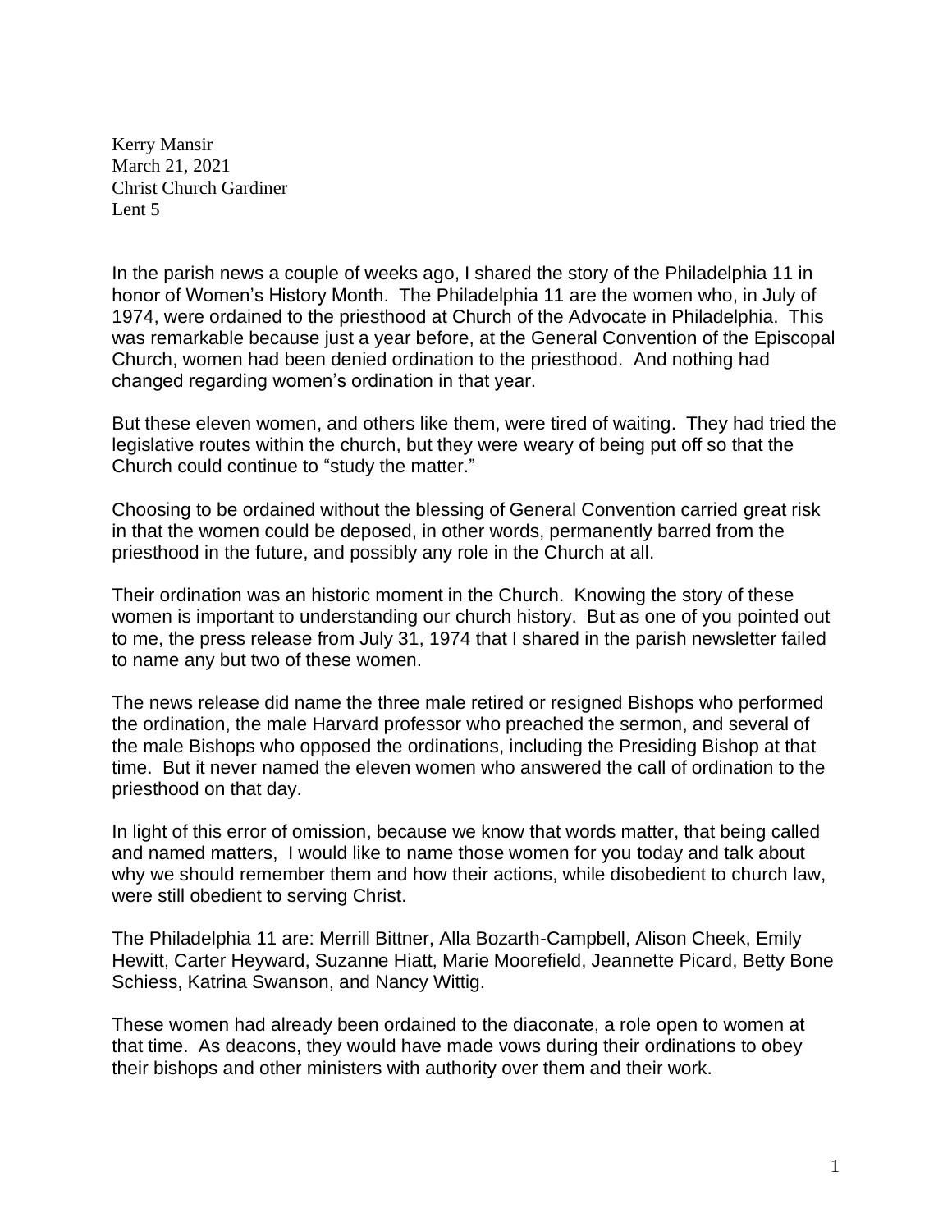Kerry Mansir
March 21, 2021
Christ Church Gardiner
Lent 5

In the parish news a couple of weeks ago, I shared the story of the Philadelphia 11 in honor of Women's History Month. The Philadelphia 11 are the women who, in July of 1974, were ordained to the priesthood at Church of the Advocate in Philadelphia. This was remarkable because just a year before, at the General Convention of the Episcopal Church, women had been denied ordination to the priesthood. And nothing had changed regarding women's ordination in that year.

But these eleven women, and others like them, were tired of waiting. They had tried the legislative routes within the church, but they were weary of being put off so that the Church could continue to "study the matter."

Choosing to be ordained without the blessing of General Convention carried great risk in that the women could be deposed, in other words, permanently barred from the priesthood in the future, and possibly any role in the Church at all.

Their ordination was an historic moment in the Church. Knowing the story of these women is important to understanding our church history. But as one of you pointed out to me, the press release from July 31, 1974 that I shared in the parish newsletter failed to name any but two of these women.

The news release did name the three male retired or resigned Bishops who performed the ordination, the male Harvard professor who preached the sermon, and several of the male Bishops who opposed the ordinations, including the Presiding Bishop at that time. But it never named the eleven women who answered the call of ordination to the priesthood on that day.

In light of this error of omission, because we know that words matter, that being called and named matters, I would like to name those women for you today and talk about why we should remember them and how their actions, while disobedient to church law, were still obedient to serving Christ.

The Philadelphia 11 are: Merrill Bittner, Alla Bozarth-Campbell, Alison Cheek, Emily Hewitt, Carter Heyward, Suzanne Hiatt, Marie Moorefield, Jeannette Picard, Betty Bone Schiess, Katrina Swanson, and Nancy Wittig.

These women had already been ordained to the diaconate, a role open to women at that time. As deacons, they would have made vows during their ordinations to obey their bishops and other ministers with authority over them and their work.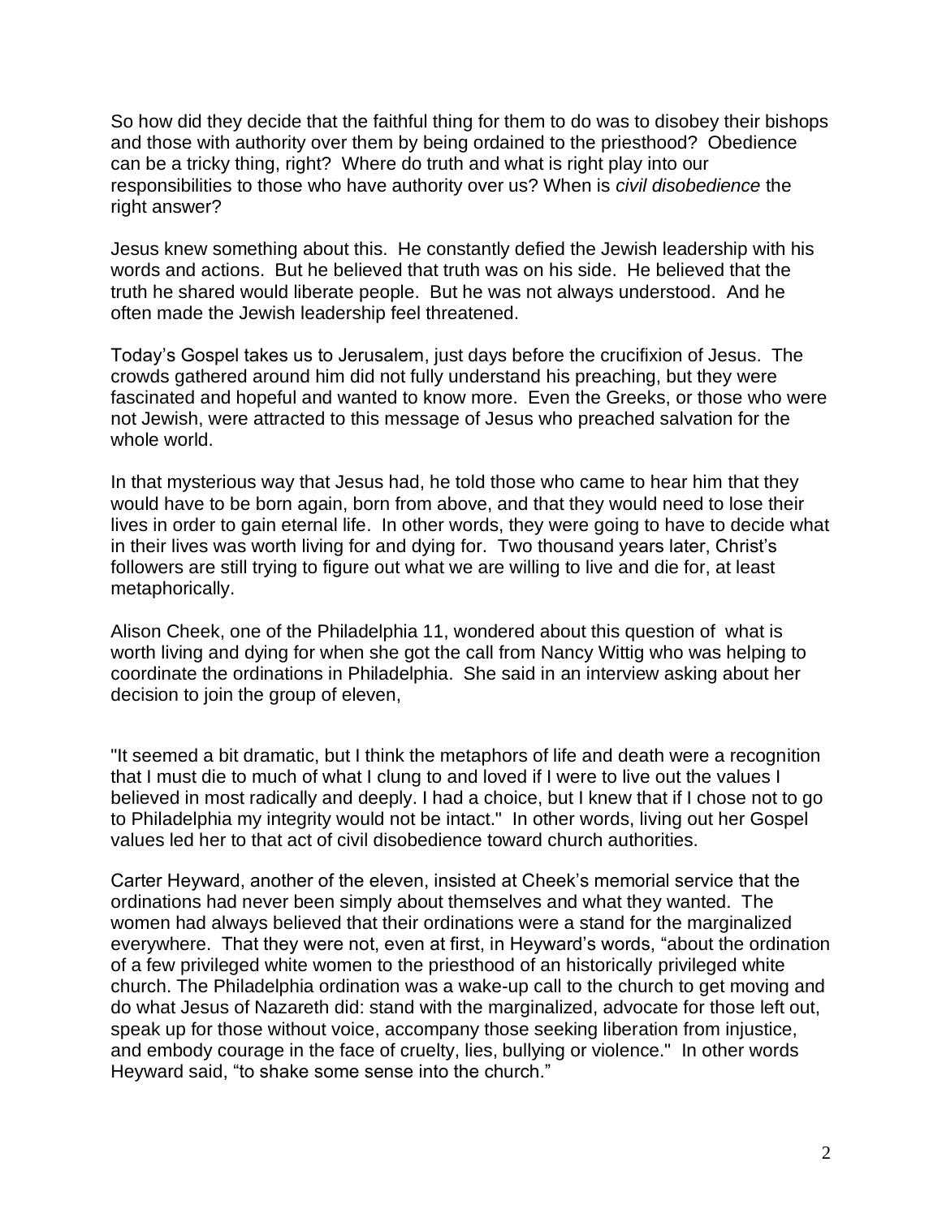So how did they decide that the faithful thing for them to do was to disobey their bishops and those with authority over them by being ordained to the priesthood? Obedience can be a tricky thing, right? Where do truth and what is right play into our responsibilities to those who have authority over us? When is *civil disobedience* the right answer?

Jesus knew something about this. He constantly defied the Jewish leadership with his words and actions. But he believed that truth was on his side. He believed that the truth he shared would liberate people. But he was not always understood. And he often made the Jewish leadership feel threatened.

Today's Gospel takes us to Jerusalem, just days before the crucifixion of Jesus. The crowds gathered around him did not fully understand his preaching, but they were fascinated and hopeful and wanted to know more. Even the Greeks, or those who were not Jewish, were attracted to this message of Jesus who preached salvation for the whole world.

In that mysterious way that Jesus had, he told those who came to hear him that they would have to be born again, born from above, and that they would need to lose their lives in order to gain eternal life. In other words, they were going to have to decide what in their lives was worth living for and dying for. Two thousand years later, Christ's followers are still trying to figure out what we are willing to live and die for, at least metaphorically.

Alison Cheek, one of the Philadelphia 11, wondered about this question of what is worth living and dying for when she got the call from Nancy Wittig who was helping to coordinate the ordinations in Philadelphia. She said in an interview asking about her decision to join the group of eleven,

"It seemed a bit dramatic, but I think the metaphors of life and death were a recognition that I must die to much of what I clung to and loved if I were to live out the values I believed in most radically and deeply. I had a choice, but I knew that if I chose not to go to Philadelphia my integrity would not be intact." In other words, living out her Gospel values led her to that act of civil disobedience toward church authorities.

Carter Heyward, another of the eleven, insisted at Cheek's memorial service that the ordinations had never been simply about themselves and what they wanted. The women had always believed that their ordinations were a stand for the marginalized everywhere. That they were not, even at first, in Heyward's words, "about the ordination of a few privileged white women to the priesthood of an historically privileged white church. The Philadelphia ordination was a wake-up call to the church to get moving and do what Jesus of Nazareth did: stand with the marginalized, advocate for those left out, speak up for those without voice, accompany those seeking liberation from injustice, and embody courage in the face of cruelty, lies, bullying or violence." In other words Heyward said, "to shake some sense into the church."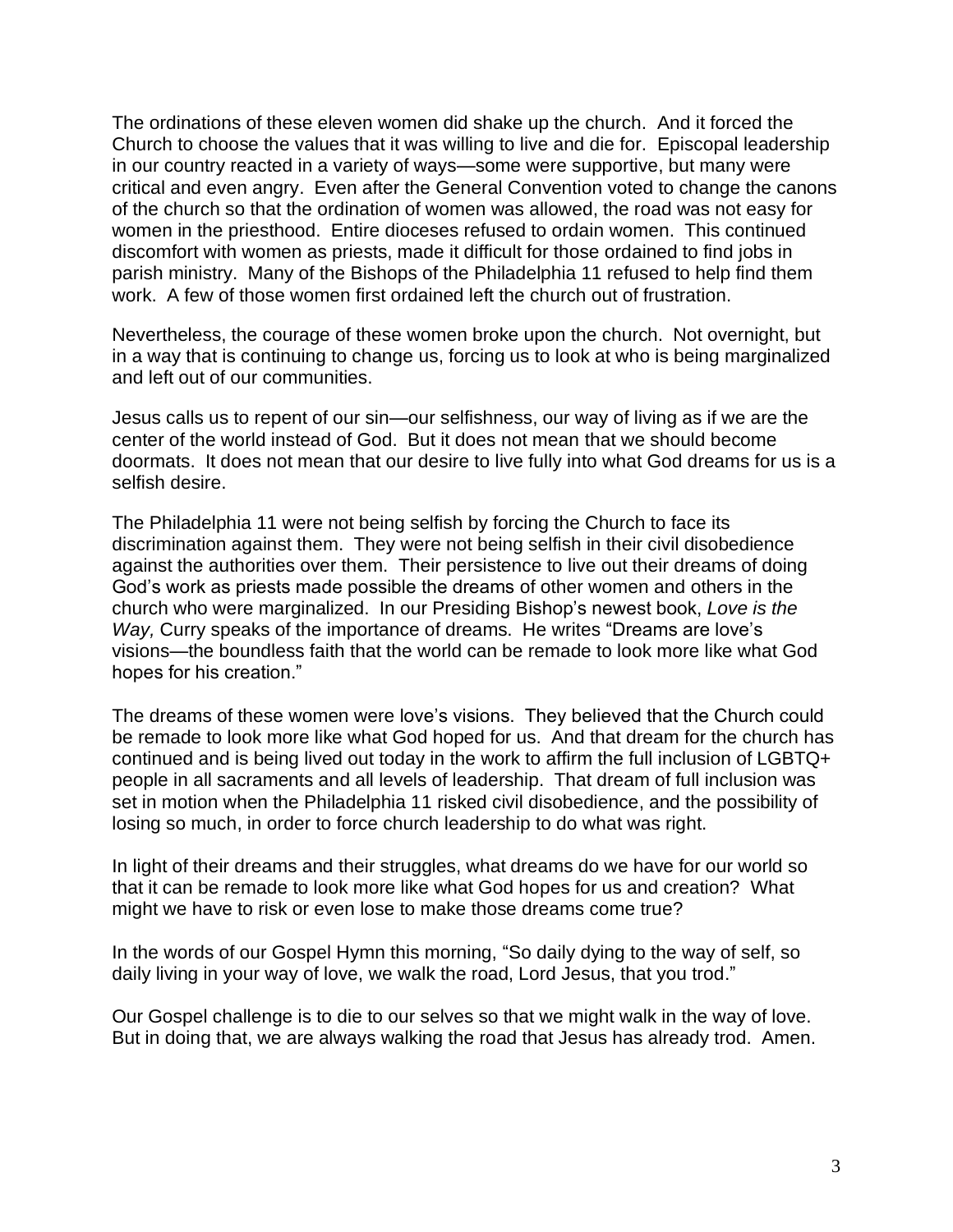The ordinations of these eleven women did shake up the church. And it forced the Church to choose the values that it was willing to live and die for. Episcopal leadership in our country reacted in a variety of ways—some were supportive, but many were critical and even angry. Even after the General Convention voted to change the canons of the church so that the ordination of women was allowed, the road was not easy for women in the priesthood. Entire dioceses refused to ordain women. This continued discomfort with women as priests, made it difficult for those ordained to find jobs in parish ministry. Many of the Bishops of the Philadelphia 11 refused to help find them work. A few of those women first ordained left the church out of frustration.

Nevertheless, the courage of these women broke upon the church. Not overnight, but in a way that is continuing to change us, forcing us to look at who is being marginalized and left out of our communities.

Jesus calls us to repent of our sin—our selfishness, our way of living as if we are the center of the world instead of God. But it does not mean that we should become doormats. It does not mean that our desire to live fully into what God dreams for us is a selfish desire.

The Philadelphia 11 were not being selfish by forcing the Church to face its discrimination against them. They were not being selfish in their civil disobedience against the authorities over them. Their persistence to live out their dreams of doing God's work as priests made possible the dreams of other women and others in the church who were marginalized. In our Presiding Bishop's newest book, *Love is the Way,* Curry speaks of the importance of dreams. He writes "Dreams are love's visions—the boundless faith that the world can be remade to look more like what God hopes for his creation."

The dreams of these women were love's visions. They believed that the Church could be remade to look more like what God hoped for us. And that dream for the church has continued and is being lived out today in the work to affirm the full inclusion of LGBTQ+ people in all sacraments and all levels of leadership. That dream of full inclusion was set in motion when the Philadelphia 11 risked civil disobedience, and the possibility of losing so much, in order to force church leadership to do what was right.

In light of their dreams and their struggles, what dreams do we have for our world so that it can be remade to look more like what God hopes for us and creation? What might we have to risk or even lose to make those dreams come true?

In the words of our Gospel Hymn this morning, "So daily dying to the way of self, so daily living in your way of love, we walk the road, Lord Jesus, that you trod."

Our Gospel challenge is to die to our selves so that we might walk in the way of love. But in doing that, we are always walking the road that Jesus has already trod. Amen.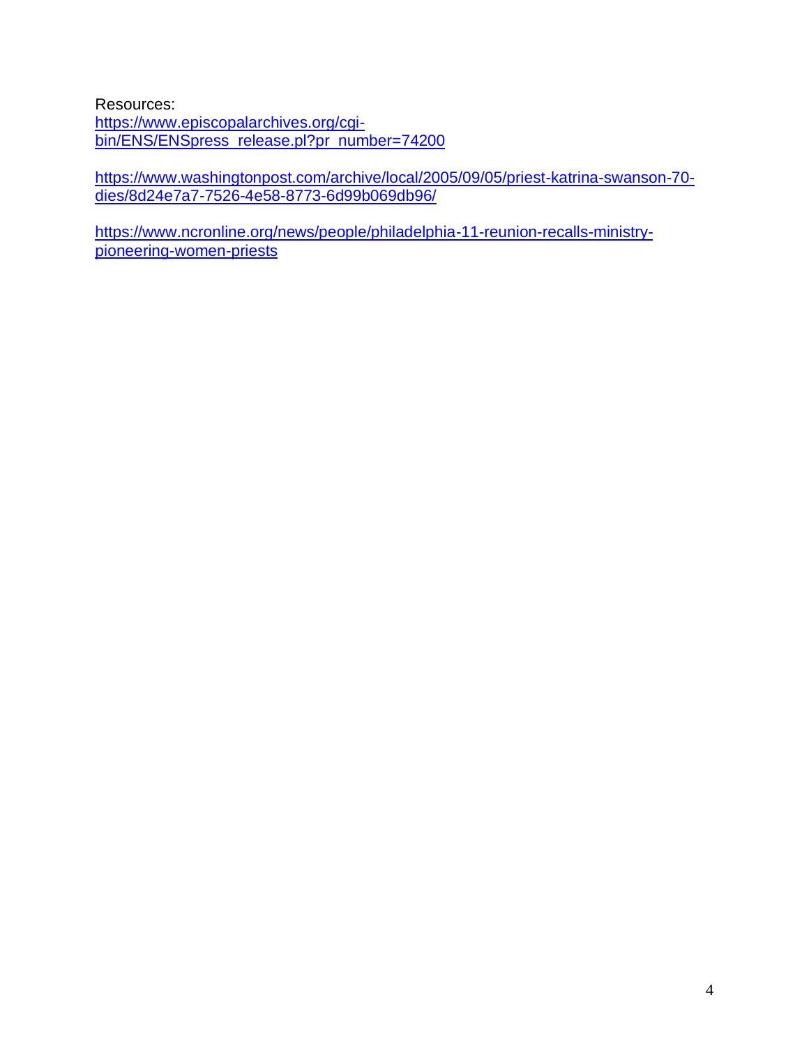Resources:
https://www.episcopalarchives.org/cgi-bin/ENS/ENSpress_release.pl?pr_number=74200

https://www.washingtonpost.com/archive/local/2005/09/05/priest-katrina-swanson-70-dies/8d24e7a7-7526-4e58-8773-6d99b069db96/

https://www.ncronline.org/news/people/philadelphia-11-reunion-recalls-ministry-pioneering-women-priests